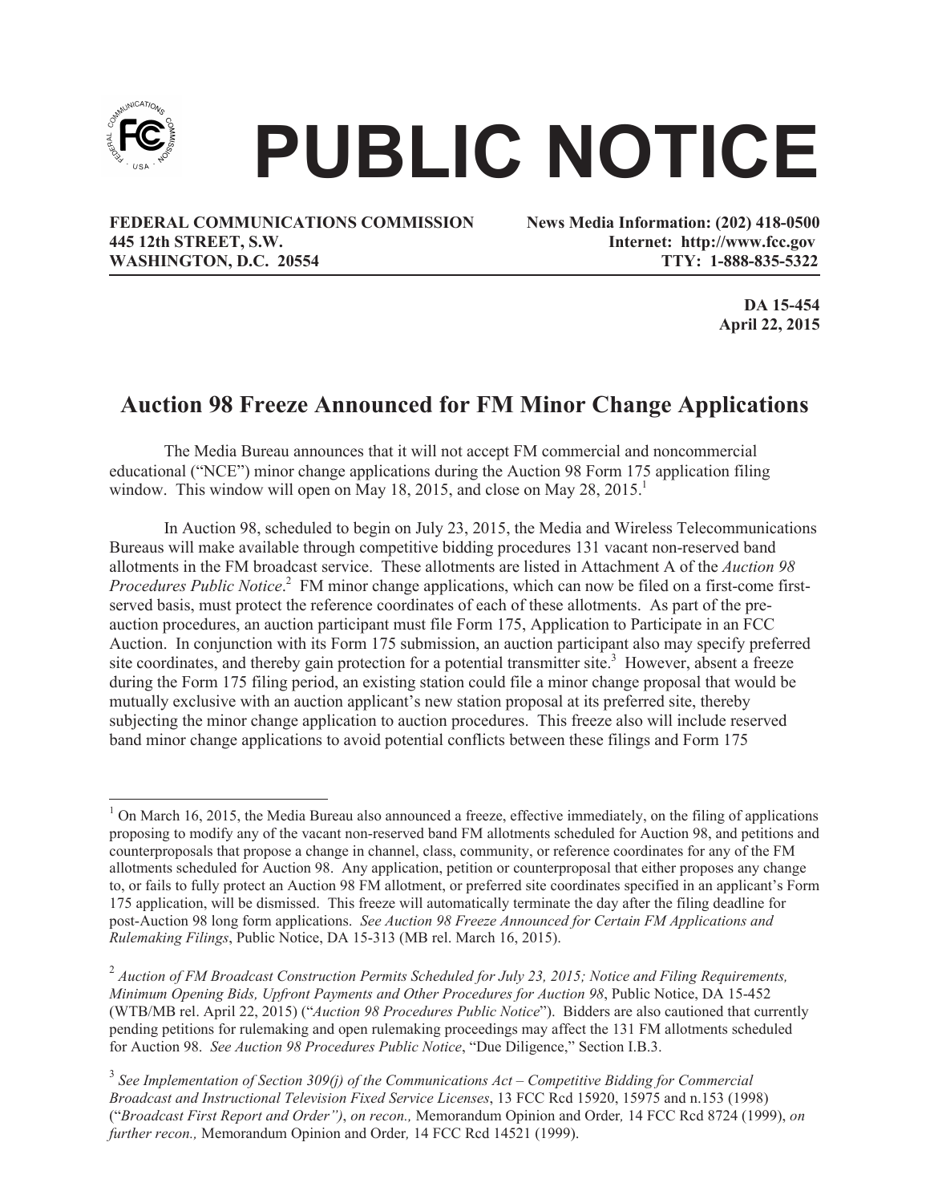# PUBLIC NOTICE

**FEDERAL COMMUNICATIONS COMMISSION**
**445 12th STREET, S.W.**
**WASHINGTON, D.C. 20554**

**News Media Information: (202) 418-0500**
**Internet: http://www.fcc.gov**
**TTY: 1-888-835-5322**

**DA 15-454**
**April 22, 2015**

## Auction 98 Freeze Announced for FM Minor Change Applications

The Media Bureau announces that it will not accept FM commercial and noncommercial educational ("NCE") minor change applications during the Auction 98 Form 175 application filing window. This window will open on May 18, 2015, and close on May 28, 2015.[1]

In Auction 98, scheduled to begin on July 23, 2015, the Media and Wireless Telecommunications Bureaus will make available through competitive bidding procedures 131 vacant non-reserved band allotments in the FM broadcast service. These allotments are listed in Attachment A of the *Auction 98 Procedures Public Notice*.[2] FM minor change applications, which can now be filed on a first-come first-served basis, must protect the reference coordinates of each of these allotments. As part of the pre-auction procedures, an auction participant must file Form 175, Application to Participate in an FCC Auction. In conjunction with its Form 175 submission, an auction participant also may specify preferred site coordinates, and thereby gain protection for a potential transmitter site.[3] However, absent a freeze during the Form 175 filing period, an existing station could file a minor change proposal that would be mutually exclusive with an auction applicant's new station proposal at its preferred site, thereby subjecting the minor change application to auction procedures. This freeze also will include reserved band minor change applications to avoid potential conflicts between these filings and Form 175

---

[1] On March 16, 2015, the Media Bureau also announced a freeze, effective immediately, on the filing of applications proposing to modify any of the vacant non-reserved band FM allotments scheduled for Auction 98, and petitions and counterproposals that propose a change in channel, class, community, or reference coordinates for any of the FM allotments scheduled for Auction 98. Any application, petition or counterproposal that either proposes any change to, or fails to fully protect an Auction 98 FM allotment, or preferred site coordinates specified in an applicant's Form 175 application, will be dismissed. This freeze will automatically terminate the day after the filing deadline for post-Auction 98 long form applications. *See Auction 98 Freeze Announced for Certain FM Applications and Rulemaking Filings*, Public Notice, DA 15-313 (MB rel. March 16, 2015).

[2] *Auction of FM Broadcast Construction Permits Scheduled for July 23, 2015; Notice and Filing Requirements, Minimum Opening Bids, Upfront Payments and Other Procedures for Auction 98*, Public Notice, DA 15-452 (WTB/MB rel. April 22, 2015) ("*Auction 98 Procedures Public Notice*"). Bidders are also cautioned that currently pending petitions for rulemaking and open rulemaking proceedings may affect the 131 FM allotments scheduled for Auction 98. *See Auction 98 Procedures Public Notice*, "Due Diligence," Section I.B.3.

[3] *See Implementation of Section 309(j) of the Communications Act – Competitive Bidding for Commercial Broadcast and Instructional Television Fixed Service Licenses*, 13 FCC Rcd 15920, 15975 and n.153 (1998) ("*Broadcast First Report and Order*"), *on recon.,* Memorandum Opinion and Order*,* 14 FCC Rcd 8724 (1999), *on further recon.,* Memorandum Opinion and Order*,* 14 FCC Rcd 14521 (1999).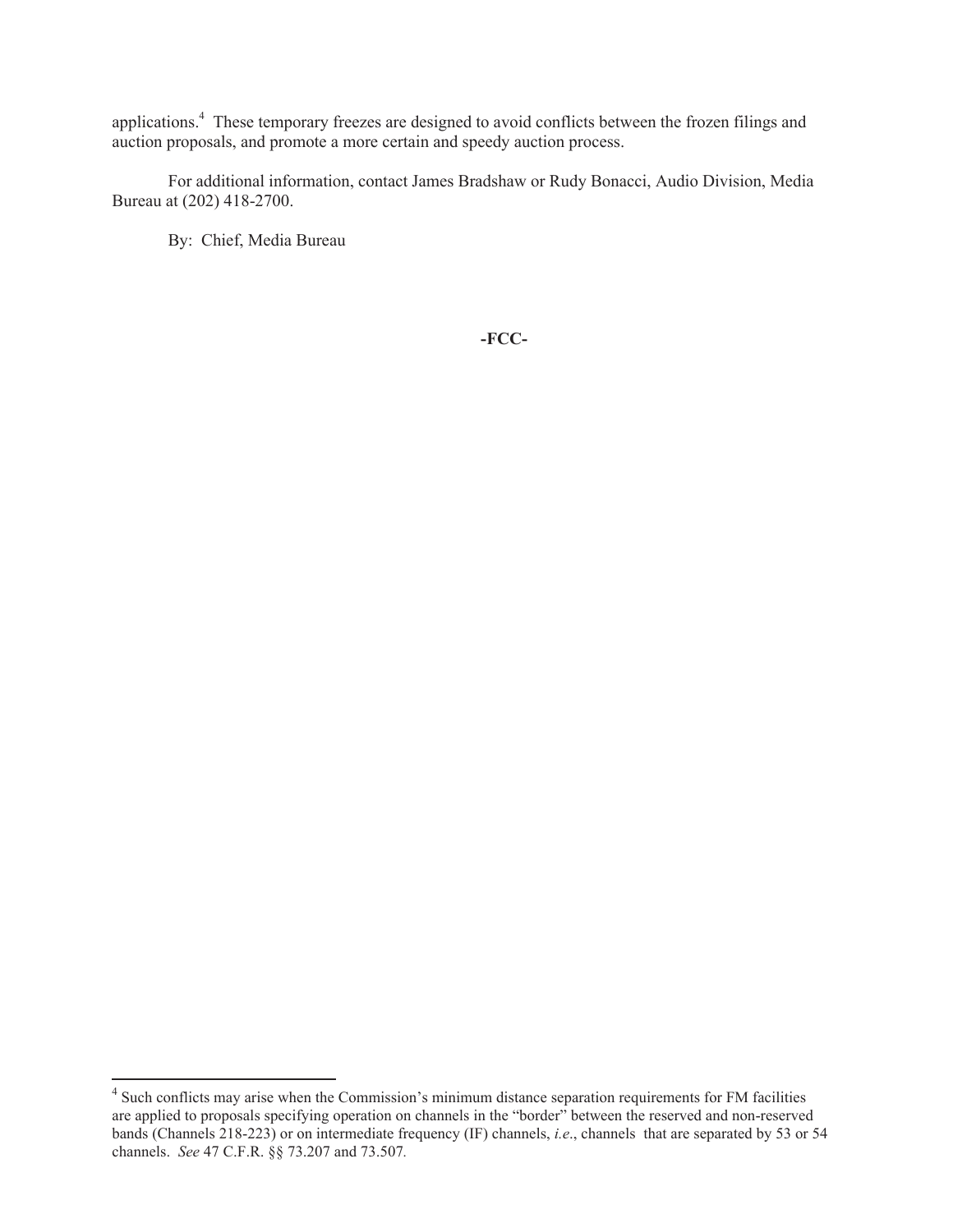applications.[4] These temporary freezes are designed to avoid conflicts between the frozen filings and auction proposals, and promote a more certain and speedy auction process.

For additional information, contact James Bradshaw or Rudy Bonacci, Audio Division, Media Bureau at (202) 418-2700.

By: Chief, Media Bureau

**-FCC-**

---

[4] Such conflicts may arise when the Commission's minimum distance separation requirements for FM facilities are applied to proposals specifying operation on channels in the "border" between the reserved and non-reserved bands (Channels 218-223) or on intermediate frequency (IF) channels, *i.e*., channels that are separated by 53 or 54 channels. *See* 47 C.F.R. §§ 73.207 and 73.507.